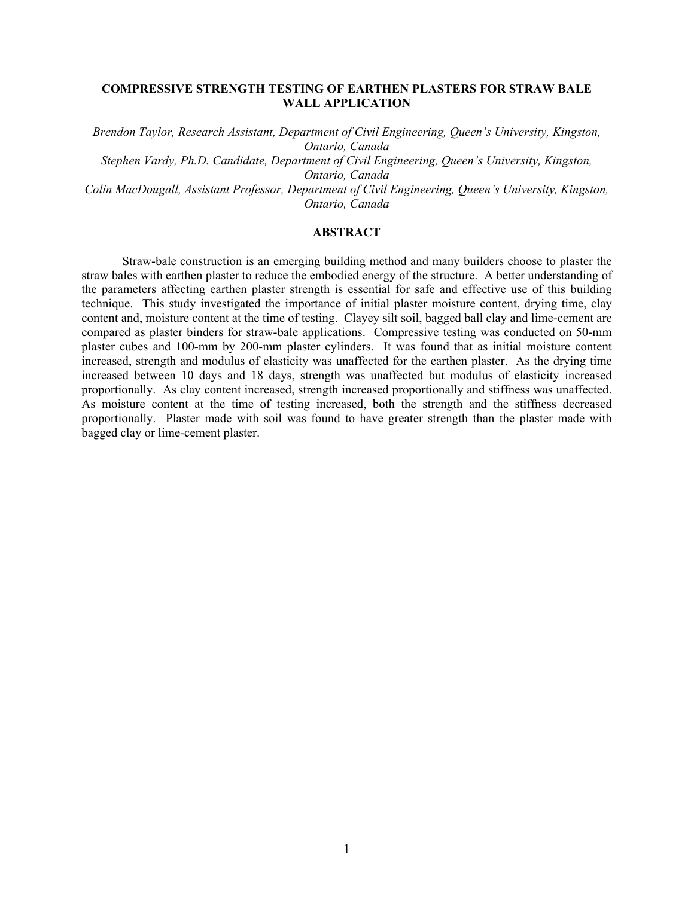# COMPRESSIVE STRENGTH TESTING OF EARTHEN PLASTERS FOR STRAW BALE WALL APPLICATION

*Brendon Taylor, Research Assistant, Department of Civil Engineering, Queen's University, Kingston, Ontario, Canada*

*Stephen Vardy, Ph.D. Candidate, Department of Civil Engineering, Queen's University, Kingston, Ontario, Canada*

*Colin MacDougall, Assistant Professor, Department of Civil Engineering, Queen's University, Kingston, Ontario, Canada*

## ABSTRACT

Straw-bale construction is an emerging building method and many builders choose to plaster the straw bales with earthen plaster to reduce the embodied energy of the structure. A better understanding of the parameters affecting earthen plaster strength is essential for safe and effective use of this building technique. This study investigated the importance of initial plaster moisture content, drying time, clay content and, moisture content at the time of testing. Clayey silt soil, bagged ball clay and lime-cement are compared as plaster binders for straw-bale applications. Compressive testing was conducted on 50-mm plaster cubes and 100-mm by 200-mm plaster cylinders. It was found that as initial moisture content increased, strength and modulus of elasticity was unaffected for the earthen plaster. As the drying time increased between 10 days and 18 days, strength was unaffected but modulus of elasticity increased proportionally. As clay content increased, strength increased proportionally and stiffness was unaffected. As moisture content at the time of testing increased, both the strength and the stiffness decreased proportionally. Plaster made with soil was found to have greater strength than the plaster made with bagged clay or lime-cement plaster.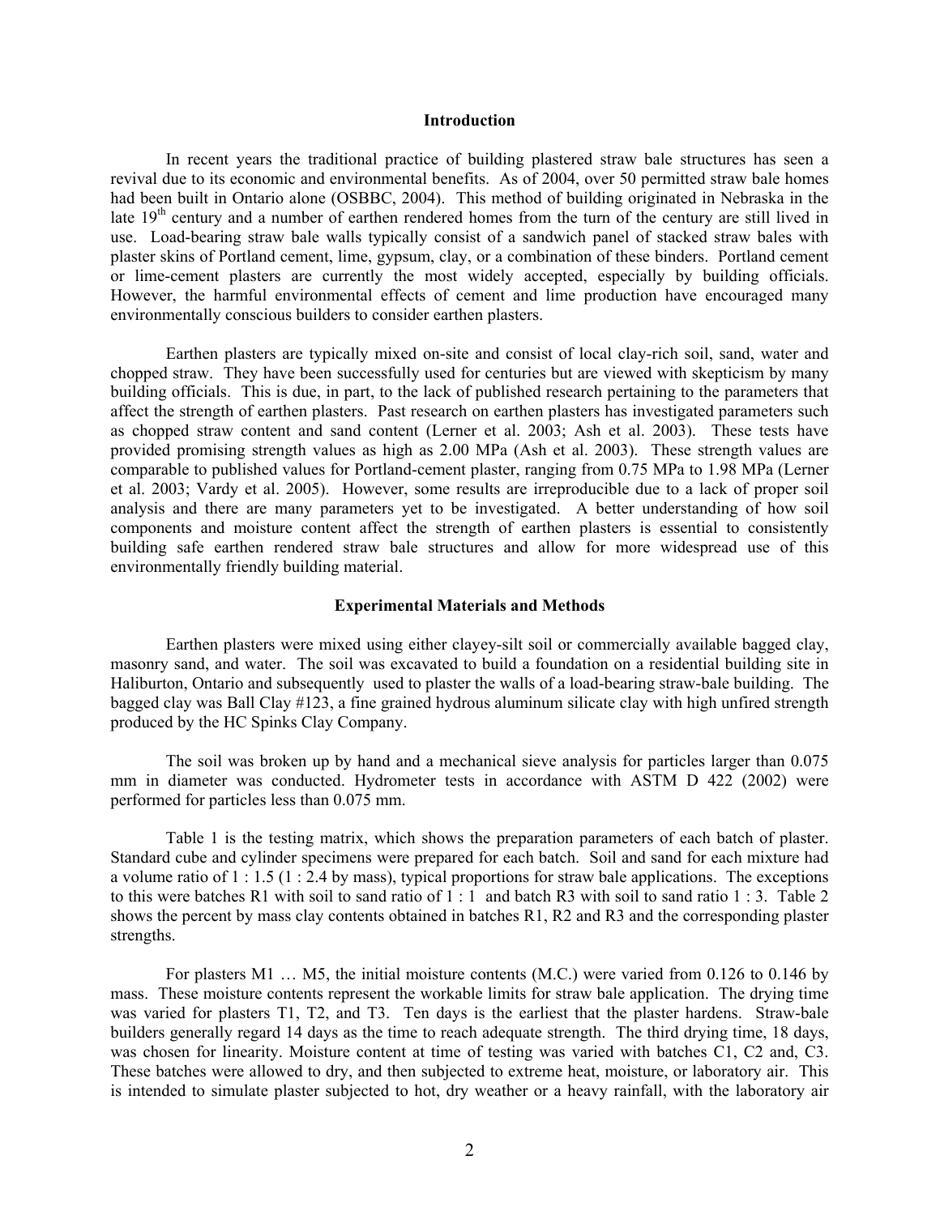## Introduction

In recent years the traditional practice of building plastered straw bale structures has seen a revival due to its economic and environmental benefits. As of 2004, over 50 permitted straw bale homes had been built in Ontario alone (OSBBC, 2004). This method of building originated in Nebraska in the late 19th century and a number of earthen rendered homes from the turn of the century are still lived in use. Load-bearing straw bale walls typically consist of a sandwich panel of stacked straw bales with plaster skins of Portland cement, lime, gypsum, clay, or a combination of these binders. Portland cement or lime-cement plasters are currently the most widely accepted, especially by building officials. However, the harmful environmental effects of cement and lime production have encouraged many environmentally conscious builders to consider earthen plasters.

Earthen plasters are typically mixed on-site and consist of local clay-rich soil, sand, water and chopped straw. They have been successfully used for centuries but are viewed with skepticism by many building officials. This is due, in part, to the lack of published research pertaining to the parameters that affect the strength of earthen plasters. Past research on earthen plasters has investigated parameters such as chopped straw content and sand content (Lerner et al. 2003; Ash et al. 2003). These tests have provided promising strength values as high as 2.00 MPa (Ash et al. 2003). These strength values are comparable to published values for Portland-cement plaster, ranging from 0.75 MPa to 1.98 MPa (Lerner et al. 2003; Vardy et al. 2005). However, some results are irreproducible due to a lack of proper soil analysis and there are many parameters yet to be investigated. A better understanding of how soil components and moisture content affect the strength of earthen plasters is essential to consistently building safe earthen rendered straw bale structures and allow for more widespread use of this environmentally friendly building material.

## Experimental Materials and Methods

Earthen plasters were mixed using either clayey-silt soil or commercially available bagged clay, masonry sand, and water. The soil was excavated to build a foundation on a residential building site in Haliburton, Ontario and subsequently used to plaster the walls of a load-bearing straw-bale building. The bagged clay was Ball Clay #123, a fine grained hydrous aluminum silicate clay with high unfired strength produced by the HC Spinks Clay Company.

The soil was broken up by hand and a mechanical sieve analysis for particles larger than 0.075 mm in diameter was conducted. Hydrometer tests in accordance with ASTM D 422 (2002) were performed for particles less than 0.075 mm.

Table 1 is the testing matrix, which shows the preparation parameters of each batch of plaster. Standard cube and cylinder specimens were prepared for each batch. Soil and sand for each mixture had a volume ratio of 1 : 1.5 (1 : 2.4 by mass), typical proportions for straw bale applications. The exceptions to this were batches R1 with soil to sand ratio of 1 : 1 and batch R3 with soil to sand ratio 1 : 3. Table 2 shows the percent by mass clay contents obtained in batches R1, R2 and R3 and the corresponding plaster strengths.

For plasters M1 … M5, the initial moisture contents (M.C.) were varied from 0.126 to 0.146 by mass. These moisture contents represent the workable limits for straw bale application. The drying time was varied for plasters T1, T2, and T3. Ten days is the earliest that the plaster hardens. Straw-bale builders generally regard 14 days as the time to reach adequate strength. The third drying time, 18 days, was chosen for linearity. Moisture content at time of testing was varied with batches C1, C2 and, C3. These batches were allowed to dry, and then subjected to extreme heat, moisture, or laboratory air. This is intended to simulate plaster subjected to hot, dry weather or a heavy rainfall, with the laboratory air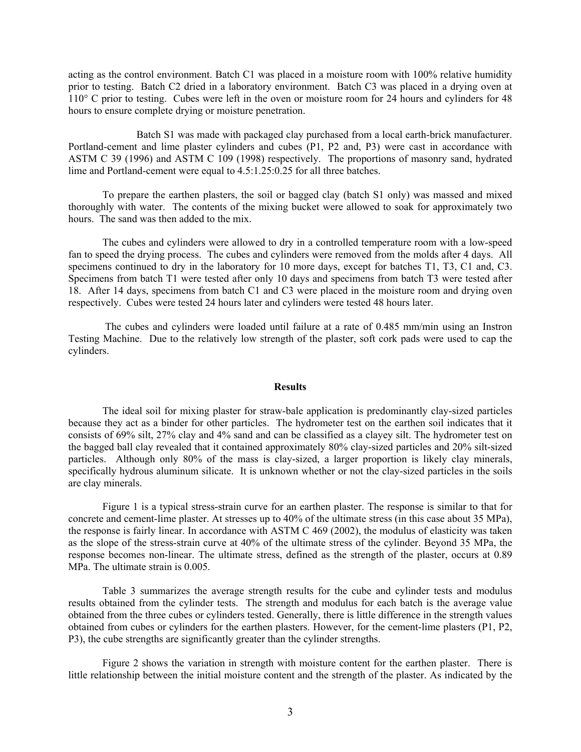acting as the control environment. Batch C1 was placed in a moisture room with 100% relative humidity prior to testing. Batch C2 dried in a laboratory environment. Batch C3 was placed in a drying oven at 110° C prior to testing. Cubes were left in the oven or moisture room for 24 hours and cylinders for 48 hours to ensure complete drying or moisture penetration.

Batch S1 was made with packaged clay purchased from a local earth-brick manufacturer. Portland-cement and lime plaster cylinders and cubes (P1, P2 and, P3) were cast in accordance with ASTM C 39 (1996) and ASTM C 109 (1998) respectively. The proportions of masonry sand, hydrated lime and Portland-cement were equal to 4.5:1.25:0.25 for all three batches.

To prepare the earthen plasters, the soil or bagged clay (batch S1 only) was massed and mixed thoroughly with water. The contents of the mixing bucket were allowed to soak for approximately two hours. The sand was then added to the mix.

The cubes and cylinders were allowed to dry in a controlled temperature room with a low-speed fan to speed the drying process. The cubes and cylinders were removed from the molds after 4 days. All specimens continued to dry in the laboratory for 10 more days, except for batches T1, T3, C1 and, C3. Specimens from batch T1 were tested after only 10 days and specimens from batch T3 were tested after 18. After 14 days, specimens from batch C1 and C3 were placed in the moisture room and drying oven respectively. Cubes were tested 24 hours later and cylinders were tested 48 hours later.

The cubes and cylinders were loaded until failure at a rate of 0.485 mm/min using an Instron Testing Machine. Due to the relatively low strength of the plaster, soft cork pads were used to cap the cylinders.

## Results

The ideal soil for mixing plaster for straw-bale application is predominantly clay-sized particles because they act as a binder for other particles. The hydrometer test on the earthen soil indicates that it consists of 69% silt, 27% clay and 4% sand and can be classified as a clayey silt. The hydrometer test on the bagged ball clay revealed that it contained approximately 80% clay-sized particles and 20% silt-sized particles. Although only 80% of the mass is clay-sized, a larger proportion is likely clay minerals, specifically hydrous aluminum silicate. It is unknown whether or not the clay-sized particles in the soils are clay minerals.

Figure 1 is a typical stress-strain curve for an earthen plaster. The response is similar to that for concrete and cement-lime plaster. At stresses up to 40% of the ultimate stress (in this case about 35 MPa), the response is fairly linear. In accordance with ASTM C 469 (2002), the modulus of elasticity was taken as the slope of the stress-strain curve at 40% of the ultimate stress of the cylinder. Beyond 35 MPa, the response becomes non-linear. The ultimate stress, defined as the strength of the plaster, occurs at 0.89 MPa. The ultimate strain is 0.005.

Table 3 summarizes the average strength results for the cube and cylinder tests and modulus results obtained from the cylinder tests. The strength and modulus for each batch is the average value obtained from the three cubes or cylinders tested. Generally, there is little difference in the strength values obtained from cubes or cylinders for the earthen plasters. However, for the cement-lime plasters (P1, P2, P3), the cube strengths are significantly greater than the cylinder strengths.

Figure 2 shows the variation in strength with moisture content for the earthen plaster. There is little relationship between the initial moisture content and the strength of the plaster. As indicated by the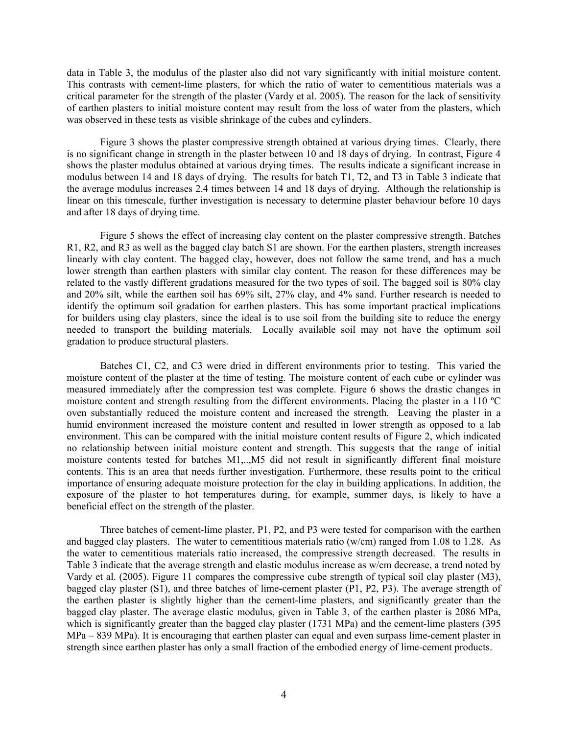data in Table 3, the modulus of the plaster also did not vary significantly with initial moisture content. This contrasts with cement-lime plasters, for which the ratio of water to cementitious materials was a critical parameter for the strength of the plaster (Vardy et al. 2005). The reason for the lack of sensitivity of earthen plasters to initial moisture content may result from the loss of water from the plasters, which was observed in these tests as visible shrinkage of the cubes and cylinders.

Figure 3 shows the plaster compressive strength obtained at various drying times. Clearly, there is no significant change in strength in the plaster between 10 and 18 days of drying. In contrast, Figure 4 shows the plaster modulus obtained at various drying times. The results indicate a significant increase in modulus between 14 and 18 days of drying. The results for batch T1, T2, and T3 in Table 3 indicate that the average modulus increases 2.4 times between 14 and 18 days of drying. Although the relationship is linear on this timescale, further investigation is necessary to determine plaster behaviour before 10 days and after 18 days of drying time.

Figure 5 shows the effect of increasing clay content on the plaster compressive strength. Batches R1, R2, and R3 as well as the bagged clay batch S1 are shown. For the earthen plasters, strength increases linearly with clay content. The bagged clay, however, does not follow the same trend, and has a much lower strength than earthen plasters with similar clay content. The reason for these differences may be related to the vastly different gradations measured for the two types of soil. The bagged soil is 80% clay and 20% silt, while the earthen soil has 69% silt, 27% clay, and 4% sand. Further research is needed to identify the optimum soil gradation for earthen plasters. This has some important practical implications for builders using clay plasters, since the ideal is to use soil from the building site to reduce the energy needed to transport the building materials. Locally available soil may not have the optimum soil gradation to produce structural plasters.

Batches C1, C2, and C3 were dried in different environments prior to testing. This varied the moisture content of the plaster at the time of testing. The moisture content of each cube or cylinder was measured immediately after the compression test was complete. Figure 6 shows the drastic changes in moisture content and strength resulting from the different environments. Placing the plaster in a 110 ºC oven substantially reduced the moisture content and increased the strength. Leaving the plaster in a humid environment increased the moisture content and resulted in lower strength as opposed to a lab environment. This can be compared with the initial moisture content results of Figure 2, which indicated no relationship between initial moisture content and strength. This suggests that the range of initial moisture contents tested for batches M1,..,M5 did not result in significantly different final moisture contents. This is an area that needs further investigation. Furthermore, these results point to the critical importance of ensuring adequate moisture protection for the clay in building applications. In addition, the exposure of the plaster to hot temperatures during, for example, summer days, is likely to have a beneficial effect on the strength of the plaster.

Three batches of cement-lime plaster, P1, P2, and P3 were tested for comparison with the earthen and bagged clay plasters. The water to cementitious materials ratio (w/cm) ranged from 1.08 to 1.28. As the water to cementitious materials ratio increased, the compressive strength decreased. The results in Table 3 indicate that the average strength and elastic modulus increase as w/cm decrease, a trend noted by Vardy et al. (2005). Figure 11 compares the compressive cube strength of typical soil clay plaster (M3), bagged clay plaster (S1), and three batches of lime-cement plaster (P1, P2, P3). The average strength of the earthen plaster is slightly higher than the cement-lime plasters, and significantly greater than the bagged clay plaster. The average elastic modulus, given in Table 3, of the earthen plaster is 2086 MPa, which is significantly greater than the bagged clay plaster (1731 MPa) and the cement-lime plasters (395 MPa – 839 MPa). It is encouraging that earthen plaster can equal and even surpass lime-cement plaster in strength since earthen plaster has only a small fraction of the embodied energy of lime-cement products.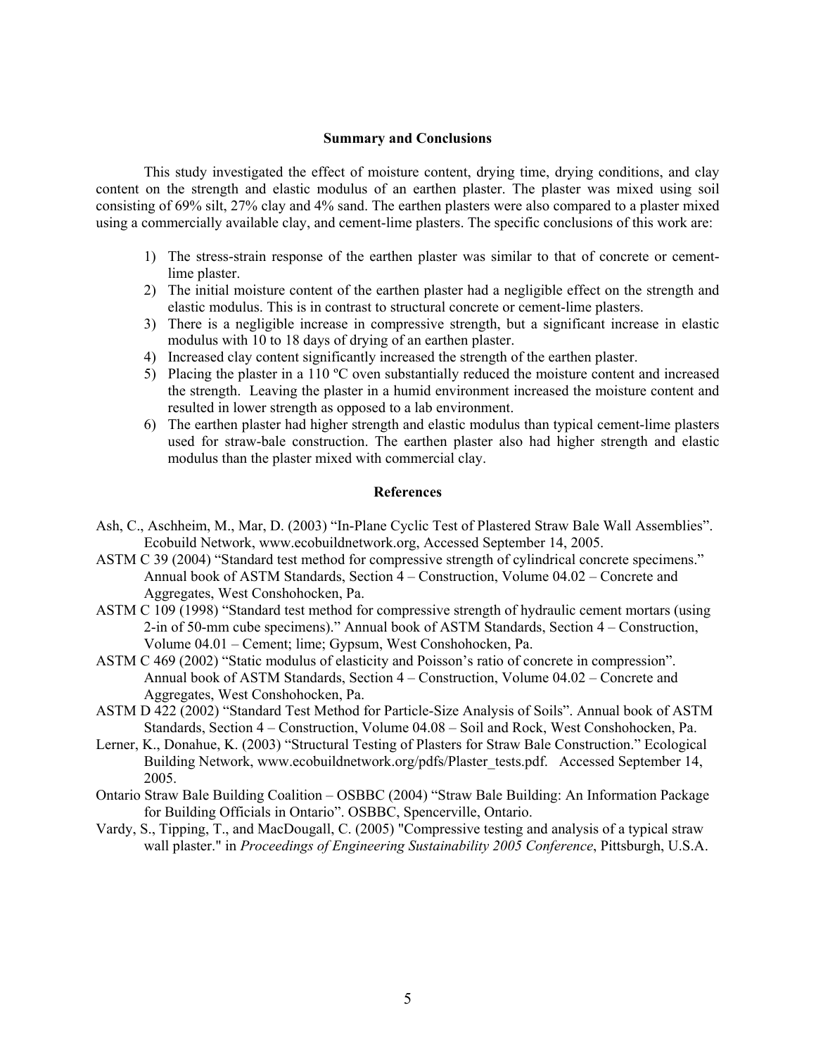## Summary and Conclusions

This study investigated the effect of moisture content, drying time, drying conditions, and clay content on the strength and elastic modulus of an earthen plaster. The plaster was mixed using soil consisting of 69% silt, 27% clay and 4% sand. The earthen plasters were also compared to a plaster mixed using a commercially available clay, and cement-lime plasters. The specific conclusions of this work are:

1) The stress-strain response of the earthen plaster was similar to that of concrete or cement-lime plaster.
2) The initial moisture content of the earthen plaster had a negligible effect on the strength and elastic modulus. This is in contrast to structural concrete or cement-lime plasters.
3) There is a negligible increase in compressive strength, but a significant increase in elastic modulus with 10 to 18 days of drying of an earthen plaster.
4) Increased clay content significantly increased the strength of the earthen plaster.
5) Placing the plaster in a 110 ºC oven substantially reduced the moisture content and increased the strength. Leaving the plaster in a humid environment increased the moisture content and resulted in lower strength as opposed to a lab environment.
6) The earthen plaster had higher strength and elastic modulus than typical cement-lime plasters used for straw-bale construction. The earthen plaster also had higher strength and elastic modulus than the plaster mixed with commercial clay.

## References

Ash, C., Aschheim, M., Mar, D. (2003) "In-Plane Cyclic Test of Plastered Straw Bale Wall Assemblies". Ecobuild Network, www.ecobuildnetwork.org, Accessed September 14, 2005.

ASTM C 39 (2004) "Standard test method for compressive strength of cylindrical concrete specimens." Annual book of ASTM Standards, Section 4 – Construction, Volume 04.02 – Concrete and Aggregates, West Conshohocken, Pa.

ASTM C 109 (1998) "Standard test method for compressive strength of hydraulic cement mortars (using 2-in of 50-mm cube specimens)." Annual book of ASTM Standards, Section 4 – Construction, Volume 04.01 – Cement; lime; Gypsum, West Conshohocken, Pa.

ASTM C 469 (2002) "Static modulus of elasticity and Poisson's ratio of concrete in compression". Annual book of ASTM Standards, Section 4 – Construction, Volume 04.02 – Concrete and Aggregates, West Conshohocken, Pa.

ASTM D 422 (2002) "Standard Test Method for Particle-Size Analysis of Soils". Annual book of ASTM Standards, Section 4 – Construction, Volume 04.08 – Soil and Rock, West Conshohocken, Pa.

Lerner, K., Donahue, K. (2003) "Structural Testing of Plasters for Straw Bale Construction." Ecological Building Network, www.ecobuildnetwork.org/pdfs/Plaster_tests.pdf. Accessed September 14, 2005.

Ontario Straw Bale Building Coalition – OSBBC (2004) "Straw Bale Building: An Information Package for Building Officials in Ontario". OSBBC, Spencerville, Ontario.

Vardy, S., Tipping, T., and MacDougall, C. (2005) "Compressive testing and analysis of a typical straw wall plaster." in *Proceedings of Engineering Sustainability 2005 Conference*, Pittsburgh, U.S.A.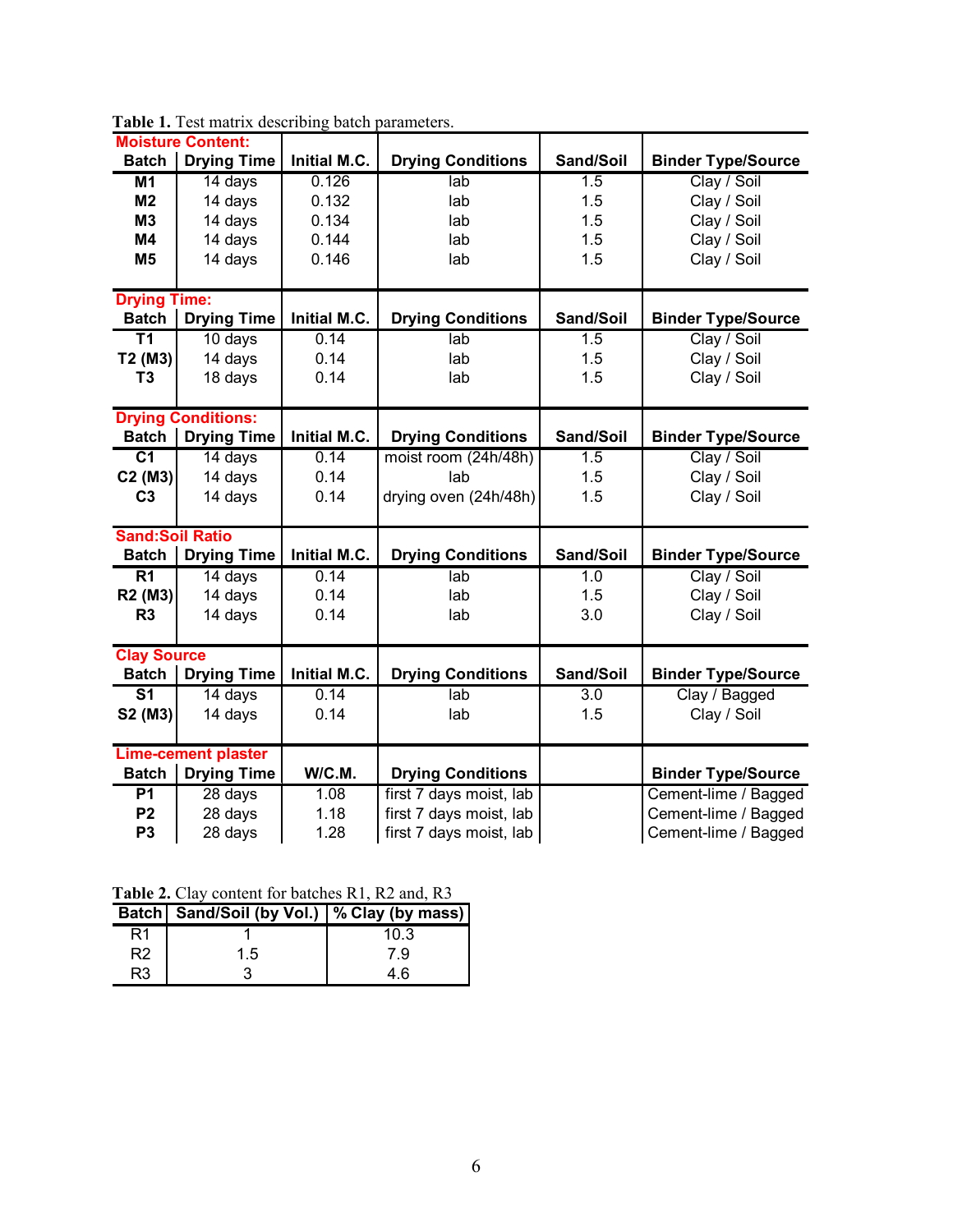**Table 1.** Test matrix describing batch parameters.

| Batch | Drying Time | Initial M.C. | Drying Conditions | Sand/Soil | Binder Type/Source |
|---|---|---|---|---|---|
| **Moisture Content:** | | | | | |
| **M1** | 14 days | 0.126 | lab | 1.5 | Clay / Soil |
| **M2** | 14 days | 0.132 | lab | 1.5 | Clay / Soil |
| **M3** | 14 days | 0.134 | lab | 1.5 | Clay / Soil |
| **M4** | 14 days | 0.144 | lab | 1.5 | Clay / Soil |
| **M5** | 14 days | 0.146 | lab | 1.5 | Clay / Soil |
| **Drying Time:** | | | | | |
| **T1** | 10 days | 0.14 | lab | 1.5 | Clay / Soil |
| **T2 (M3)** | 14 days | 0.14 | lab | 1.5 | Clay / Soil |
| **T3** | 18 days | 0.14 | lab | 1.5 | Clay / Soil |
| **Drying Conditions:** | | | | | |
| **C1** | 14 days | 0.14 | moist room (24h/48h) | 1.5 | Clay / Soil |
| **C2 (M3)** | 14 days | 0.14 | lab | 1.5 | Clay / Soil |
| **C3** | 14 days | 0.14 | drying oven (24h/48h) | 1.5 | Clay / Soil |
| **Sand:Soil Ratio** | | | | | |
| **R1** | 14 days | 0.14 | lab | 1.0 | Clay / Soil |
| **R2 (M3)** | 14 days | 0.14 | lab | 1.5 | Clay / Soil |
| **R3** | 14 days | 0.14 | lab | 3.0 | Clay / Soil |
| **Clay Source** | | | | | |
| **S1** | 14 days | 0.14 | lab | 3.0 | Clay / Bagged |
| **S2 (M3)** | 14 days | 0.14 | lab | 1.5 | Clay / Soil |
| **Lime-cement plaster** | | | | | |
| **Batch** | **Drying Time** | **W/C.M.** | **Drying Conditions** | | **Binder Type/Source** |
| **P1** | 28 days | 1.08 | first 7 days moist, lab | | Cement-lime / Bagged |
| **P2** | 28 days | 1.18 | first 7 days moist, lab | | Cement-lime / Bagged |
| **P3** | 28 days | 1.28 | first 7 days moist, lab | | Cement-lime / Bagged |

**Table 2.** Clay content for batches R1, R2 and, R3

| Batch | Sand/Soil (by Vol.) | % Clay (by mass) |
|---|---|---|
| R1 | 1 | 10.3 |
| R2 | 1.5 | 7.9 |
| R3 | 3 | 4.6 |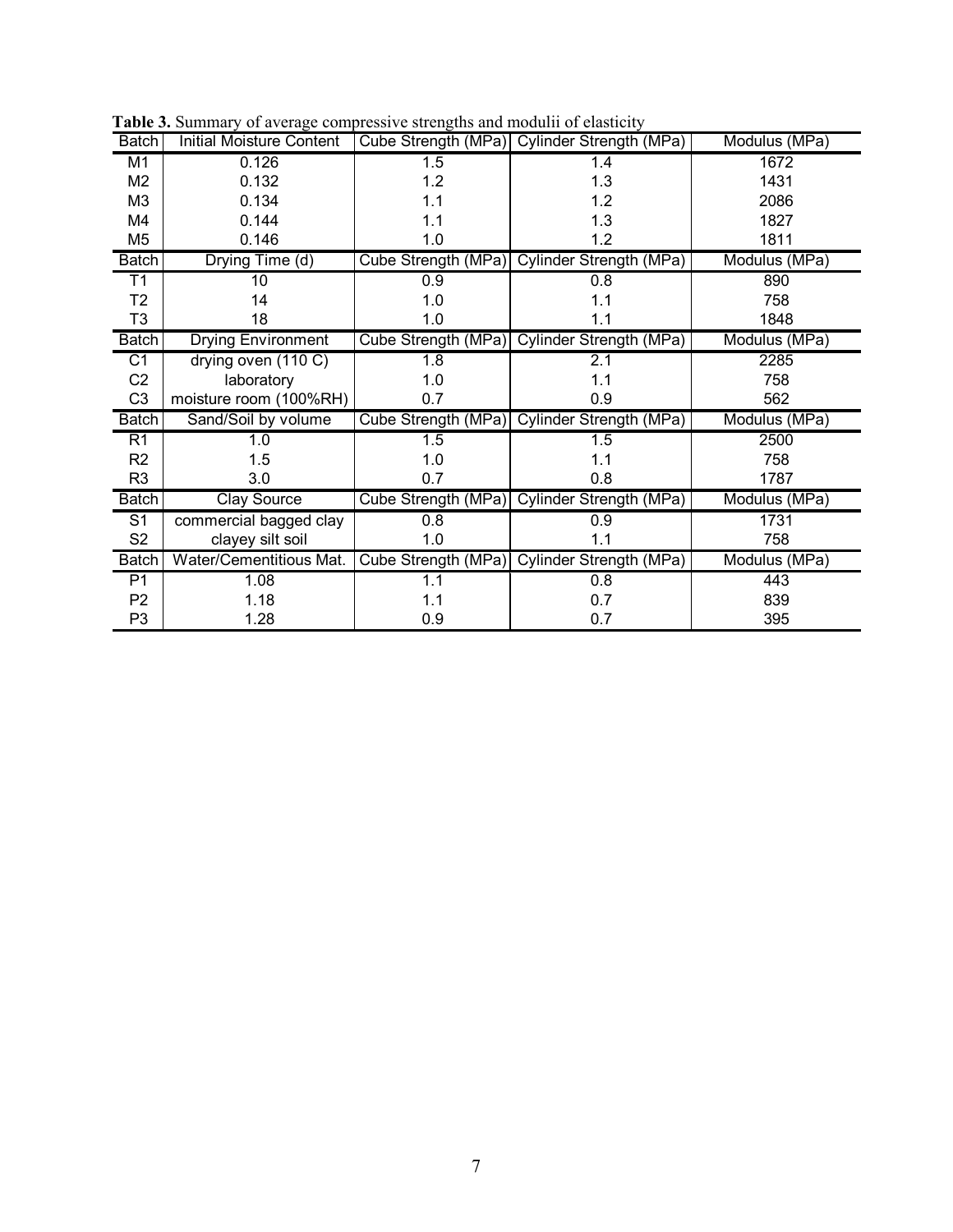**Table 3.** Summary of average compressive strengths and modulii of elasticity

| Batch | Initial Moisture Content | Cube Strength (MPa) | Cylinder Strength (MPa) | Modulus (MPa) |
|---|---|---|---|---|
| M1 | 0.126 | 1.5 | 1.4 | 1672 |
| M2 | 0.132 | 1.2 | 1.3 | 1431 |
| M3 | 0.134 | 1.1 | 1.2 | 2086 |
| M4 | 0.144 | 1.1 | 1.3 | 1827 |
| M5 | 0.146 | 1.0 | 1.2 | 1811 |
| **Batch** | **Drying Time (d)** | **Cube Strength (MPa)** | **Cylinder Strength (MPa)** | **Modulus (MPa)** |
| T1 | 10 | 0.9 | 0.8 | 890 |
| T2 | 14 | 1.0 | 1.1 | 758 |
| T3 | 18 | 1.0 | 1.1 | 1848 |
| **Batch** | **Drying Environment** | **Cube Strength (MPa)** | **Cylinder Strength (MPa)** | **Modulus (MPa)** |
| C1 | drying oven (110 C) | 1.8 | 2.1 | 2285 |
| C2 | laboratory | 1.0 | 1.1 | 758 |
| C3 | moisture room (100%RH) | 0.7 | 0.9 | 562 |
| **Batch** | **Sand/Soil by volume** | **Cube Strength (MPa)** | **Cylinder Strength (MPa)** | **Modulus (MPa)** |
| R1 | 1.0 | 1.5 | 1.5 | 2500 |
| R2 | 1.5 | 1.0 | 1.1 | 758 |
| R3 | 3.0 | 0.7 | 0.8 | 1787 |
| **Batch** | **Clay Source** | **Cube Strength (MPa)** | **Cylinder Strength (MPa)** | **Modulus (MPa)** |
| S1 | commercial bagged clay | 0.8 | 0.9 | 1731 |
| S2 | clayey silt soil | 1.0 | 1.1 | 758 |
| **Batch** | **Water/Cementitious Mat.** | **Cube Strength (MPa)** | **Cylinder Strength (MPa)** | **Modulus (MPa)** |
| P1 | 1.08 | 1.1 | 0.8 | 443 |
| P2 | 1.18 | 1.1 | 0.7 | 839 |
| P3 | 1.28 | 0.9 | 0.7 | 395 |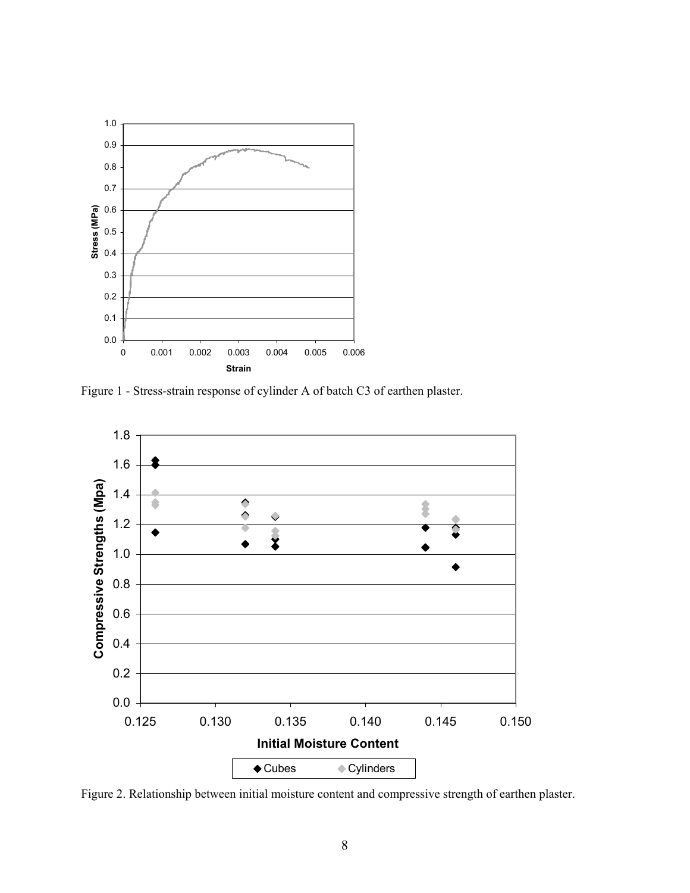Figure 1 - Stress-strain response of cylinder A of batch C3 of earthen plaster.

Figure 2. Relationship between initial moisture content and compressive strength of earthen plaster.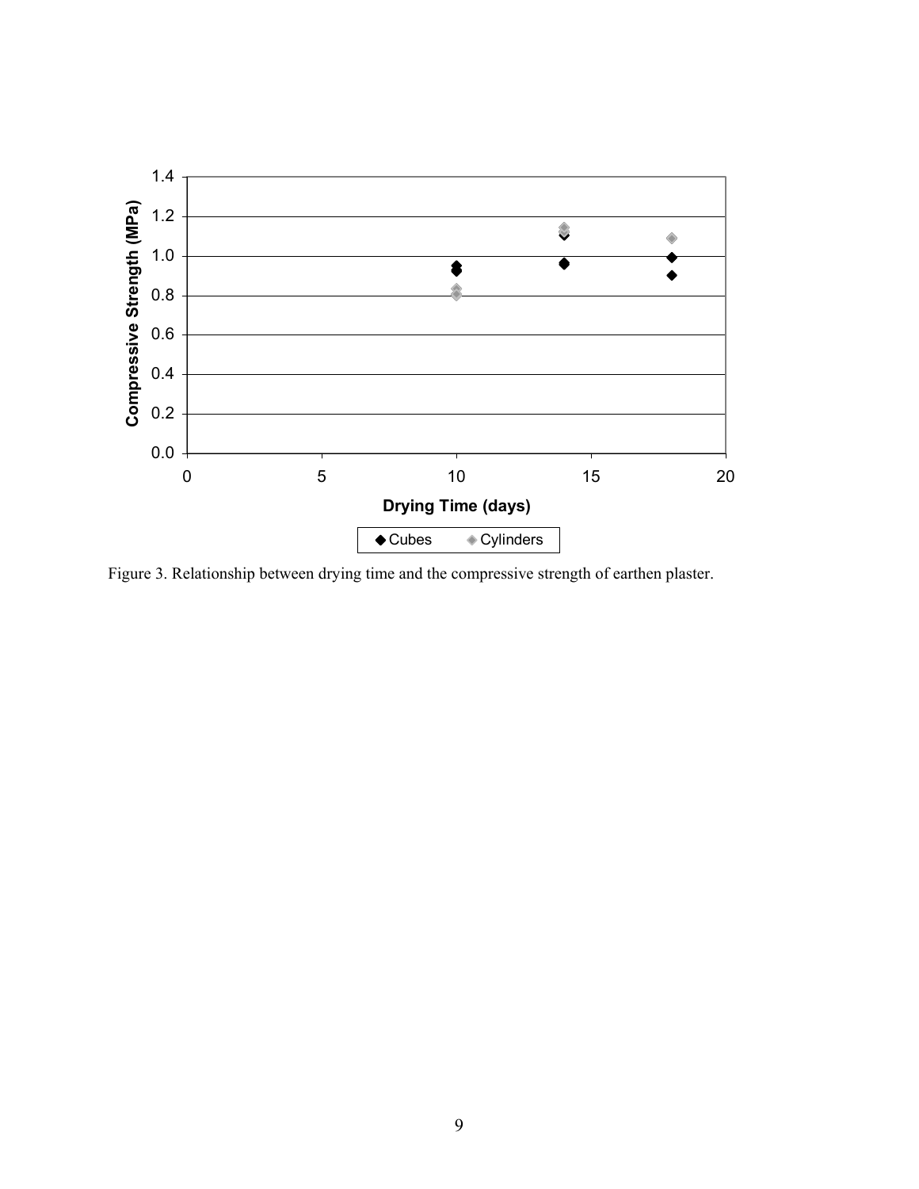Figure 3. Relationship between drying time and the compressive strength of earthen plaster.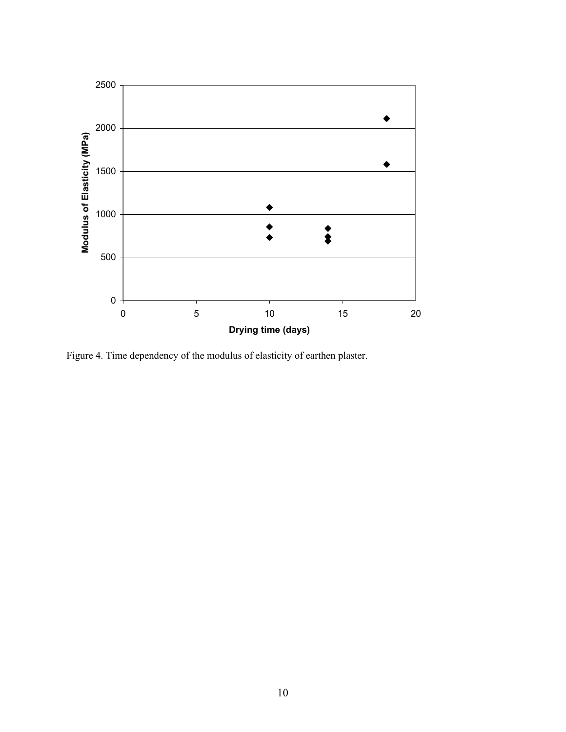Figure 4. Time dependency of the modulus of elasticity of earthen plaster.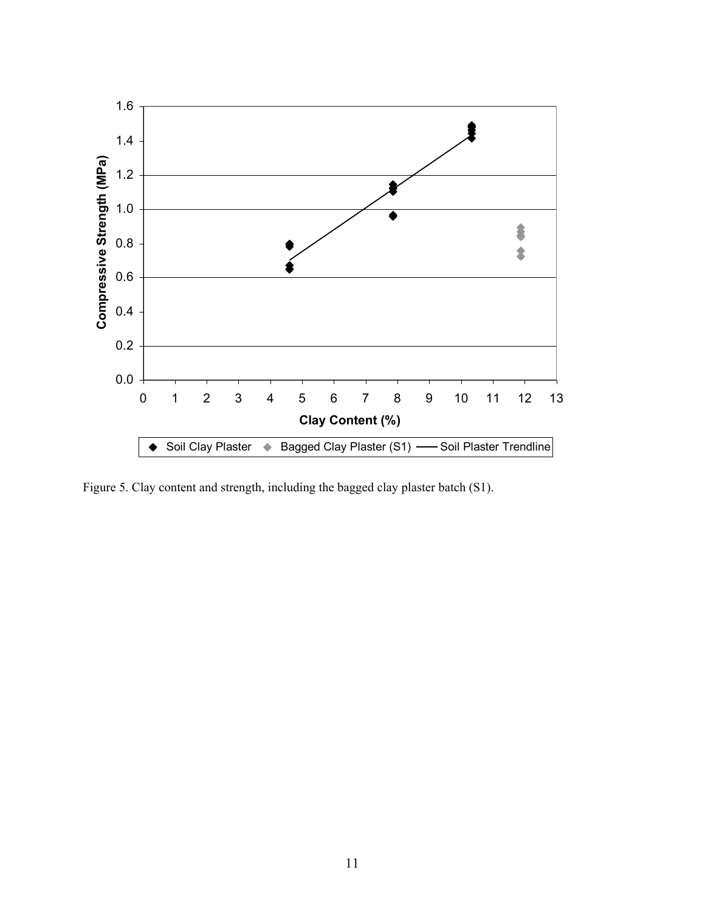Figure 5. Clay content and strength, including the bagged clay plaster batch (S1).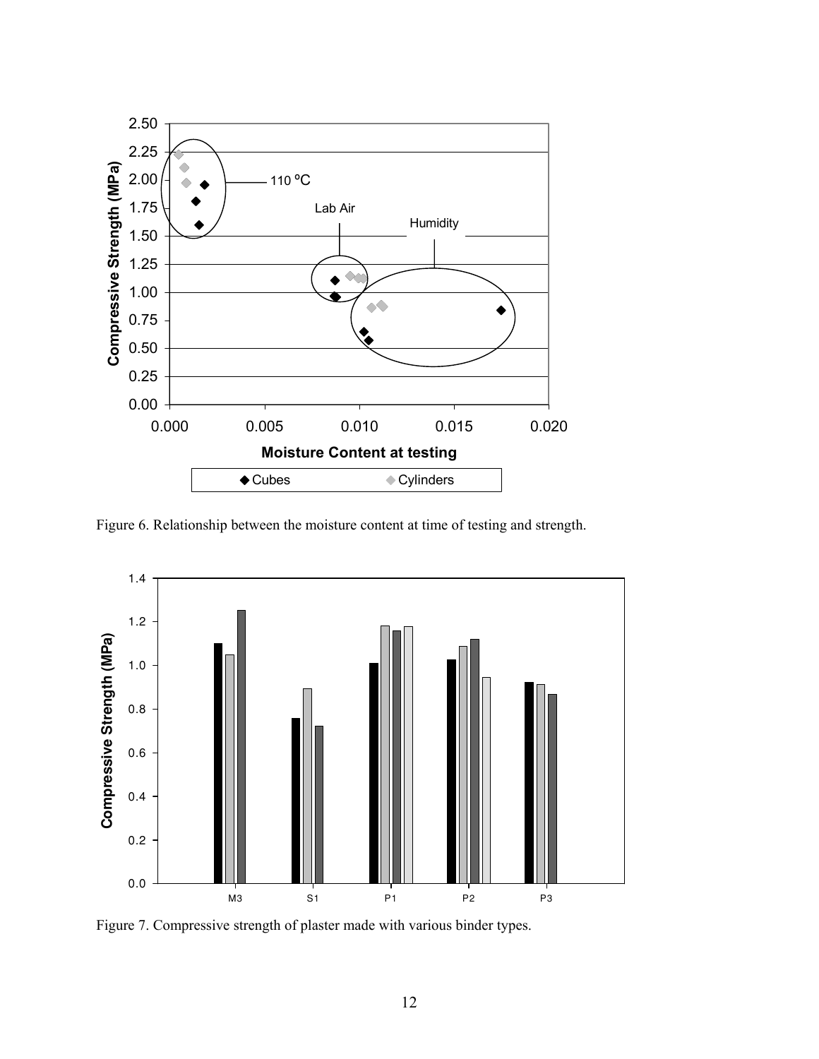2.50
2.25
2.00
1.75
1.50
1.25
1.00
0.75
0.50
0.25
0.00

Compressive Strength (MPa)

110 ºC

Lab Air

Humidity

0.000 0.005 0.010 0.015 0.020

Moisture Content at testing

◆ Cubes ◆ Cylinders

Figure 6. Relationship between the moisture content at time of testing and strength.

1.4
1.2
1.0
0.8
0.6
0.4
0.2
0.0

Compressive Strength (MPa)

M3 S1 P1 P2 P3

Figure 7. Compressive strength of plaster made with various binder types.